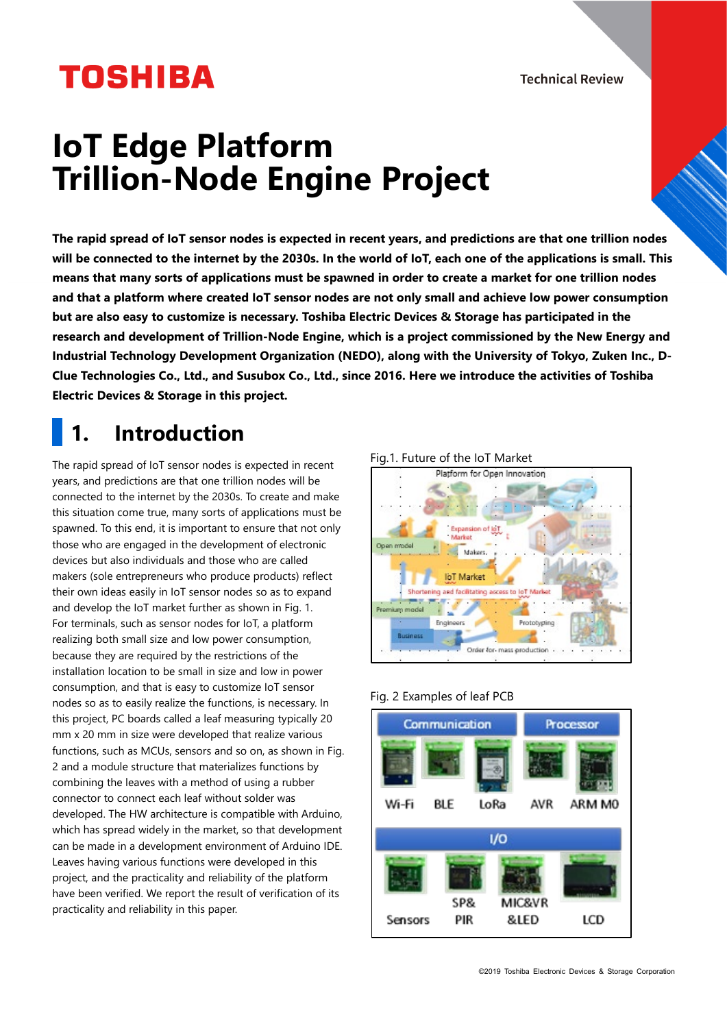# IoT Edge Platform Trillion-Node Engine Project

**The rapid spread of IoT sensor nodes is expected in recent years, and predictions are that one trillion nodes will be connected to the internet by the 2030s. In the world of IoT, each one of the applications is small. This means that many sorts of applications must be spawned in order to create a market for one trillion nodes and that a platform where created IoT sensor nodes are not only small and achieve low power consumption but are also easy to customize is necessary. Toshiba Electric Devices & Storage has participated in the research and development of Trillion-Node Engine, which is a project commissioned by the New Energy and Industrial Technology Development Organization (NEDO), along with the University of Tokyo, Zuken Inc., D-Clue Technologies Co., Ltd., and Susubox Co., Ltd., since 2016. Here we introduce the activities of Toshiba Electric Devices & Storage in this project.**

## 1. Introduction

The rapid spread of IoT sensor nodes is expected in recent years, and predictions are that one trillion nodes will be connected to the internet by the 2030s. To create and make this situation come true, many sorts of applications must be spawned. To this end, it is important to ensure that not only those who are engaged in the development of electronic devices but also individuals and those who are called makers (sole entrepreneurs who produce products) reflect their own ideas easily in IoT sensor nodes so as to expand and develop the IoT market further as shown in Fig. 1.

For terminals, such as sensor nodes for IoT, a platform realizing both small size and low power consumption, because they are required by the restrictions of the installation location to be small in size and low in power consumption, and that is easy to customize IoT sensor nodes so as to easily realize the functions, is necessary. In this project, PC boards called a leaf measuring typically 20 mm x 20 mm in size were developed that realize various functions, such as MCUs, sensors and so on, as shown in Fig. 2 and a module structure that materializes functions by combining the leaves with a method of using a rubber connector to connect each leaf without solder was developed. The HW architecture is compatible with Arduino, which has spread widely in the market, so that development can be made in a development environment of Arduino IDE. Leaves having various functions were developed in this project, and the practicality and reliability of the platform have been verified. We report the result of verification of its practicality and reliability in this paper.

Fig.1. Future of the IoT Market

Fig. 2 Examples of leaf PCB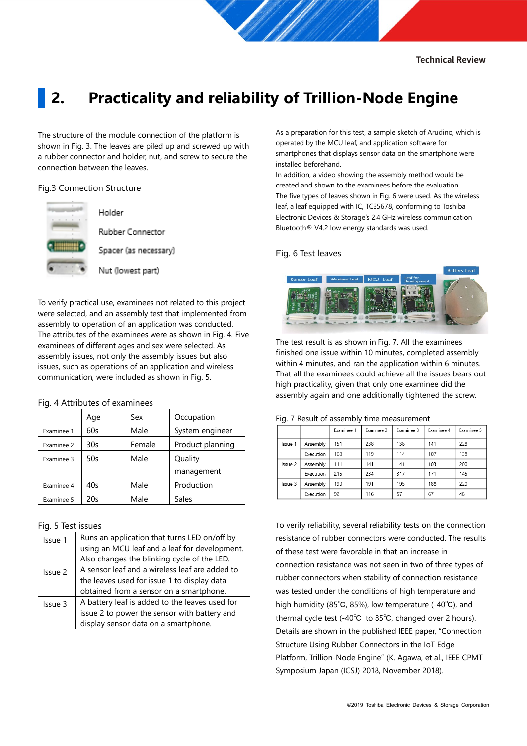## 2. Practicality and reliability of Trillion-Node Engine

The structure of the module connection of the platform is shown in Fig. 3. The leaves are piled up and screwed up with a rubber connector and holder, nut, and screw to secure the connection between the leaves.

Fig.3 Connection Structure

Holder

Rubber Connector

Spacer (as necessary)

Nut (lowest part)

To verify practical use, examinees not related to this project were selected, and an assembly test that implemented from assembly to operation of an application was conducted. The attributes of the examinees were as shown in Fig. 4. Five examinees of different ages and sex were selected. As assembly issues, not only the assembly issues but also issues, such as operations of an application and wireless communication, were included as shown in Fig. 5.

Fig. 4 Attributes of examinees

| | Age | Sex | Occupation |
|---|---|---|---|
| Examinee 1 | 60s | Male | System engineer |
| Examinee 2 | 30s | Female | Product planning |
| Examinee 3 | 50s | Male | Quality management |
| Examinee 4 | 40s | Male | Production |
| Examinee 5 | 20s | Male | Sales |

Fig. 5 Test issues

| | |
|---|---|
| Issue 1 | Runs an application that turns LED on/off by using an MCU leaf and a leaf for development. Also changes the blinking cycle of the LED. |
| Issue 2 | A sensor leaf and a wireless leaf are added to the leaves used for issue 1 to display data obtained from a sensor on a smartphone. |
| Issue 3 | A battery leaf is added to the leaves used for issue 2 to power the sensor with battery and display sensor data on a smartphone. |

As a preparation for this test, a sample sketch of Arudino, which is operated by the MCU leaf, and application software for smartphones that displays sensor data on the smartphone were installed beforehand.

In addition, a video showing the assembly method would be created and shown to the examinees before the evaluation.

The five types of leaves shown in Fig. 6 were used. As the wireless leaf, a leaf equipped with IC, TC35678, conforming to Toshiba Electronic Devices & Storage's 2.4 GHz wireless communication Bluetooth® V4.2 low energy standards was used.

Fig. 6 Test leaves

Sensor Leaf | Wireless Leaf | MCU Leaf | Leaf for development | Battery Leaf

The test result is as shown in Fig. 7. All the examinees finished one issue within 10 minutes, completed assembly within 4 minutes, and ran the application within 6 minutes. That all the examinees could achieve all the issues bears out high practicality, given that only one examinee did the assembly again and one additionally tightened the screw.

Fig. 7 Result of assembly time measurement

| | | Examinee 1 | Examinee 2 | Examinee 3 | Examinee 4 | Examinee 5 |
|---|---|---|---|---|---|---|
| Issue 1 | Assembly | 151 | 238 | 138 | 141 | 228 |
| | Execution | 168 | 119 | 114 | 107 | 138 |
| Issue 2 | Assembly | 111 | 141 | 141 | 103 | 200 |
| | Execution | 215 | 234 | 317 | 171 | 145 |
| Issue 3 | Assembly | 190 | 191 | 195 | 188 | 220 |
| | Execution | 92 | 116 | 57 | 67 | 48 |

To verify reliability, several reliability tests on the connection resistance of rubber connectors were conducted. The results of these test were favorable in that an increase in connection resistance was not seen in two of three types of rubber connectors when stability of connection resistance was tested under the conditions of high temperature and high humidity (85℃, 85%), low temperature (-40℃), and thermal cycle test (-40℃ to 85℃, changed over 2 hours). Details are shown in the published IEEE paper, "Connection Structure Using Rubber Connectors in the IoT Edge Platform, Trillion-Node Engine" (K. Agawa, et al., IEEE CPMT Symposium Japan (ICSJ) 2018, November 2018).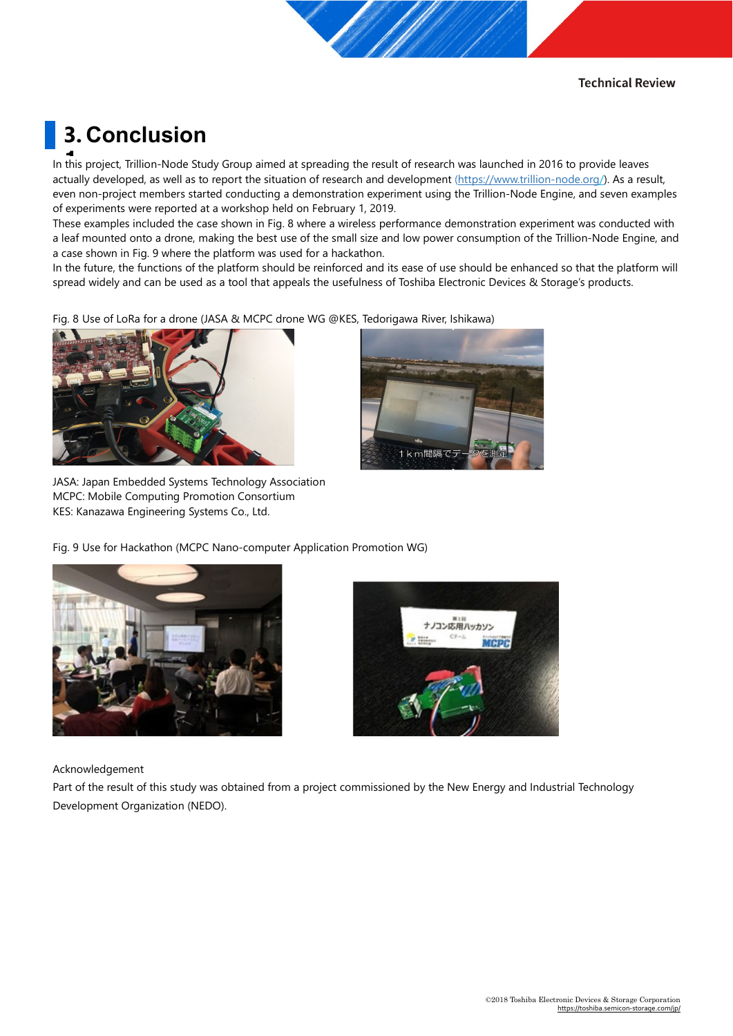## 3. Conclusion

In this project, Trillion-Node Study Group aimed at spreading the result of research was launched in 2016 to provide leaves actually developed, as well as to report the situation of research and development (https://www.trillion-node.org/). As a result, even non-project members started conducting a demonstration experiment using the Trillion-Node Engine, and seven examples of experiments were reported at a workshop held on February 1, 2019.

These examples included the case shown in Fig. 8 where a wireless performance demonstration experiment was conducted with a leaf mounted onto a drone, making the best use of the small size and low power consumption of the Trillion-Node Engine, and a case shown in Fig. 9 where the platform was used for a hackathon.

In the future, the functions of the platform should be reinforced and its ease of use should be enhanced so that the platform will spread widely and can be used as a tool that appeals the usefulness of Toshiba Electronic Devices & Storage's products.

Fig. 8 Use of LoRa for a drone (JASA & MCPC drone WG @KES, Tedorigawa River, Ishikawa)

JASA: Japan Embedded Systems Technology Association
MCPC: Mobile Computing Promotion Consortium
KES: Kanazawa Engineering Systems Co., Ltd.

Fig. 9 Use for Hackathon (MCPC Nano-computer Application Promotion WG)

Acknowledgement

Part of the result of this study was obtained from a project commissioned by the New Energy and Industrial Technology Development Organization (NEDO).